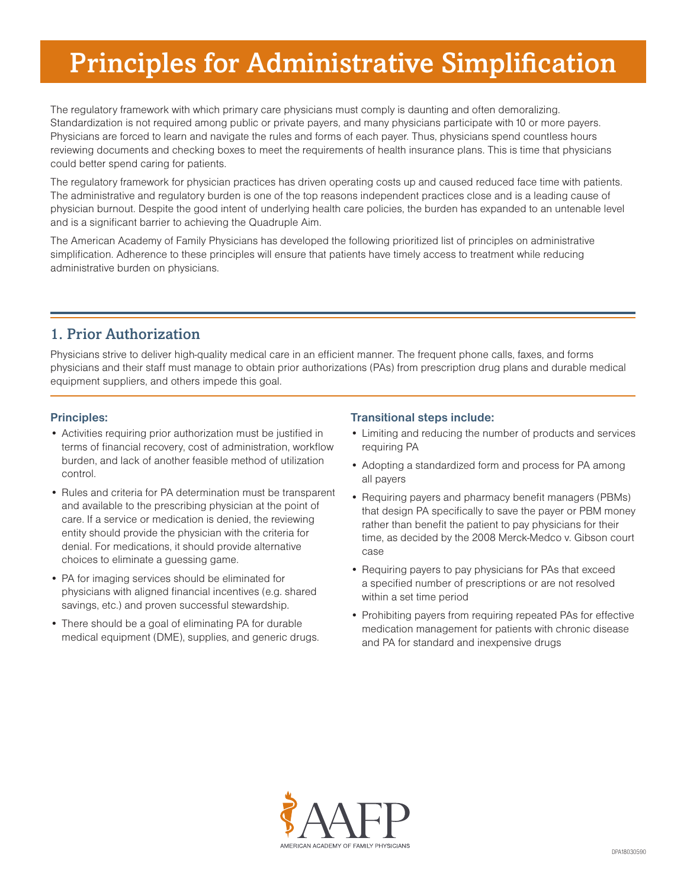# Principles for Administrative Simplification

The regulatory framework with which primary care physicians must comply is daunting and often demoralizing. Standardization is not required among public or private payers, and many physicians participate with 10 or more payers. Physicians are forced to learn and navigate the rules and forms of each payer. Thus, physicians spend countless hours reviewing documents and checking boxes to meet the requirements of health insurance plans. This is time that physicians could better spend caring for patients.

The regulatory framework for physician practices has driven operating costs up and caused reduced face time with patients. The administrative and regulatory burden is one of the top reasons independent practices close and is a leading cause of physician burnout. Despite the good intent of underlying health care policies, the burden has expanded to an untenable level and is a significant barrier to achieving the Quadruple Aim.

The American Academy of Family Physicians has developed the following prioritized list of principles on administrative simplification. Adherence to these principles will ensure that patients have timely access to treatment while reducing administrative burden on physicians.

## 1. Prior Authorization

Physicians strive to deliver high-quality medical care in an efficient manner. The frequent phone calls, faxes, and forms physicians and their staff must manage to obtain prior authorizations (PAs) from prescription drug plans and durable medical equipment suppliers, and others impede this goal.

### Principles:

- Activities requiring prior authorization must be justified in terms of financial recovery, cost of administration, workflow burden, and lack of another feasible method of utilization control.
- Rules and criteria for PA determination must be transparent and available to the prescribing physician at the point of care. If a service or medication is denied, the reviewing entity should provide the physician with the criteria for denial. For medications, it should provide alternative choices to eliminate a guessing game.
- PA for imaging services should be eliminated for physicians with aligned financial incentives (e.g. shared savings, etc.) and proven successful stewardship.
- There should be a goal of eliminating PA for durable medical equipment (DME), supplies, and generic drugs.

### Transitional steps include:

- Limiting and reducing the number of products and services requiring PA
- Adopting a standardized form and process for PA among all payers
- Requiring payers and pharmacy benefit managers (PBMs) that design PA specifically to save the payer or PBM money rather than benefit the patient to pay physicians for their time, as decided by the 2008 Merck-Medco v. Gibson court case
- Requiring payers to pay physicians for PAs that exceed a specified number of prescriptions or are not resolved within a set time period
- Prohibiting payers from requiring repeated PAs for effective medication management for patients with chronic disease and PA for standard and inexpensive drugs

AAFP
AMERICAN ACADEMY OF FAMILY PHYSICIANS

DPA18030590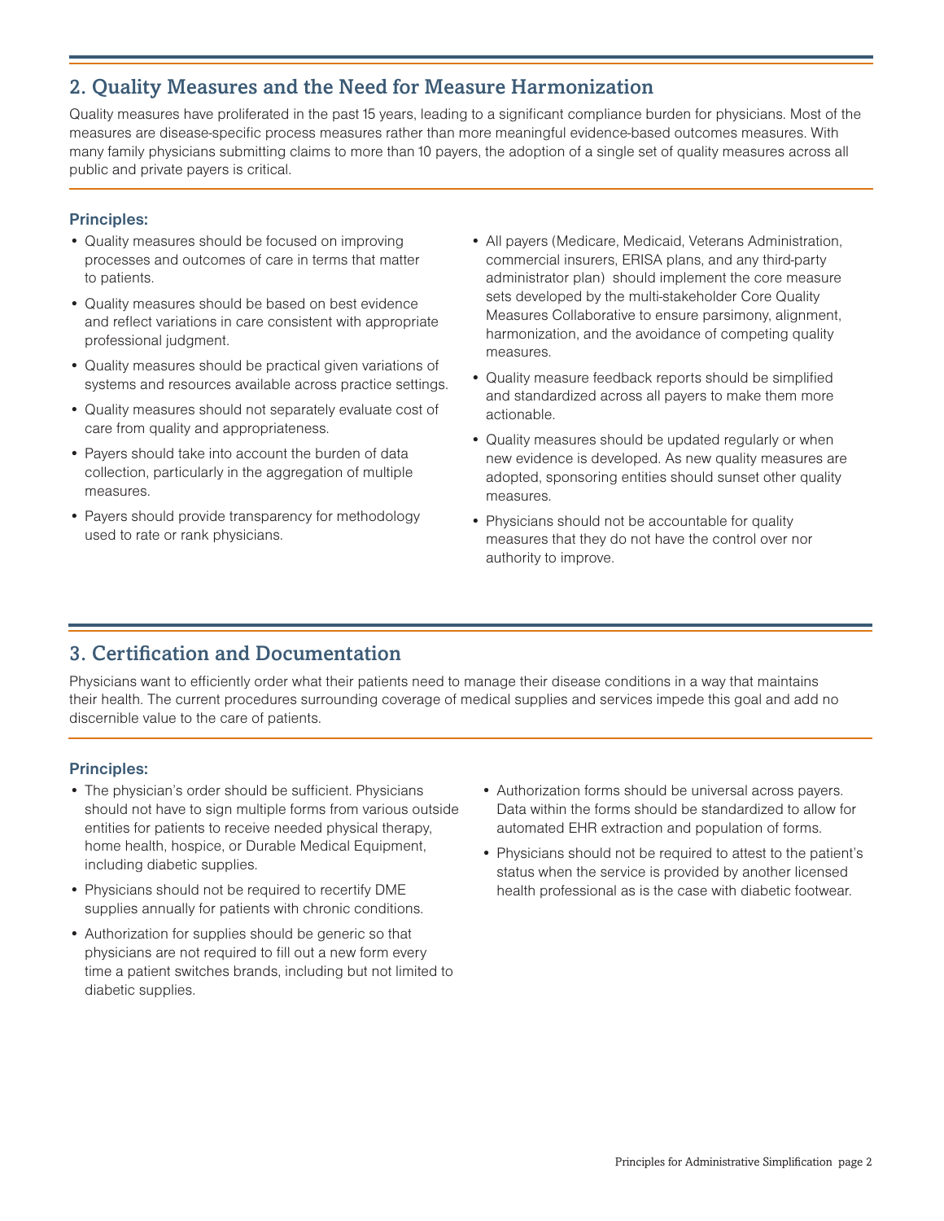## 2. Quality Measures and the Need for Measure Harmonization

Quality measures have proliferated in the past 15 years, leading to a significant compliance burden for physicians. Most of the measures are disease-specific process measures rather than more meaningful evidence-based outcomes measures. With many family physicians submitting claims to more than 10 payers, the adoption of a single set of quality measures across all public and private payers is critical.

### Principles:

- Quality measures should be focused on improving processes and outcomes of care in terms that matter to patients.
- Quality measures should be based on best evidence and reflect variations in care consistent with appropriate professional judgment.
- Quality measures should be practical given variations of systems and resources available across practice settings.
- Quality measures should not separately evaluate cost of care from quality and appropriateness.
- Payers should take into account the burden of data collection, particularly in the aggregation of multiple measures.
- Payers should provide transparency for methodology used to rate or rank physicians.
- All payers (Medicare, Medicaid, Veterans Administration, commercial insurers, ERISA plans, and any third-party administrator plan) should implement the core measure sets developed by the multi-stakeholder Core Quality Measures Collaborative to ensure parsimony, alignment, harmonization, and the avoidance of competing quality measures.
- Quality measure feedback reports should be simplified and standardized across all payers to make them more actionable.
- Quality measures should be updated regularly or when new evidence is developed. As new quality measures are adopted, sponsoring entities should sunset other quality measures.
- Physicians should not be accountable for quality measures that they do not have the control over nor authority to improve.

## 3. Certification and Documentation

Physicians want to efficiently order what their patients need to manage their disease conditions in a way that maintains their health. The current procedures surrounding coverage of medical supplies and services impede this goal and add no discernible value to the care of patients.

### Principles:

- The physician's order should be sufficient. Physicians should not have to sign multiple forms from various outside entities for patients to receive needed physical therapy, home health, hospice, or Durable Medical Equipment, including diabetic supplies.
- Physicians should not be required to recertify DME supplies annually for patients with chronic conditions.
- Authorization for supplies should be generic so that physicians are not required to fill out a new form every time a patient switches brands, including but not limited to diabetic supplies.
- Authorization forms should be universal across payers. Data within the forms should be standardized to allow for automated EHR extraction and population of forms.
- Physicians should not be required to attest to the patient's status when the service is provided by another licensed health professional as is the case with diabetic footwear.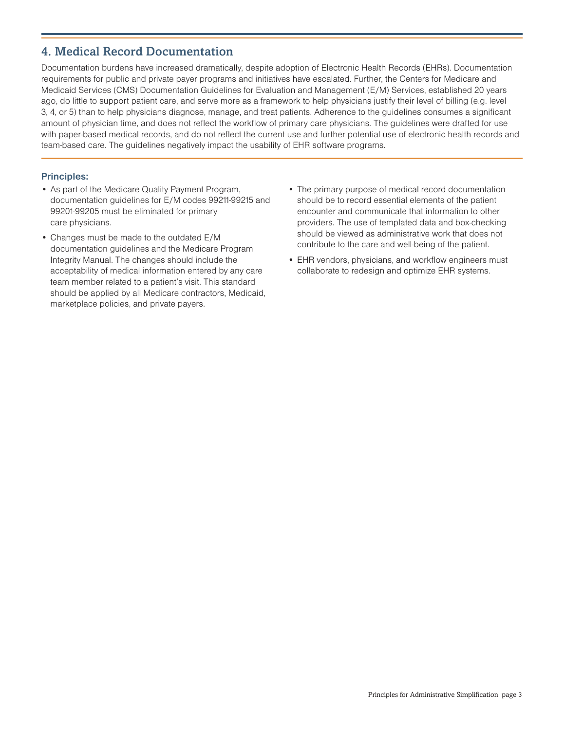## 4. Medical Record Documentation

Documentation burdens have increased dramatically, despite adoption of Electronic Health Records (EHRs). Documentation requirements for public and private payer programs and initiatives have escalated. Further, the Centers for Medicare and Medicaid Services (CMS) Documentation Guidelines for Evaluation and Management (E/M) Services, established 20 years ago, do little to support patient care, and serve more as a framework to help physicians justify their level of billing (e.g. level 3, 4, or 5) than to help physicians diagnose, manage, and treat patients. Adherence to the guidelines consumes a significant amount of physician time, and does not reflect the workflow of primary care physicians. The guidelines were drafted for use with paper-based medical records, and do not reflect the current use and further potential use of electronic health records and team-based care. The guidelines negatively impact the usability of EHR software programs.

### Principles:

- As part of the Medicare Quality Payment Program, documentation guidelines for E/M codes 99211-99215 and 99201-99205 must be eliminated for primary care physicians.
- Changes must be made to the outdated E/M documentation guidelines and the Medicare Program Integrity Manual. The changes should include the acceptability of medical information entered by any care team member related to a patient's visit. This standard should be applied by all Medicare contractors, Medicaid, marketplace policies, and private payers.
- The primary purpose of medical record documentation should be to record essential elements of the patient encounter and communicate that information to other providers. The use of templated data and box-checking should be viewed as administrative work that does not contribute to the care and well-being of the patient.
- EHR vendors, physicians, and workflow engineers must collaborate to redesign and optimize EHR systems.